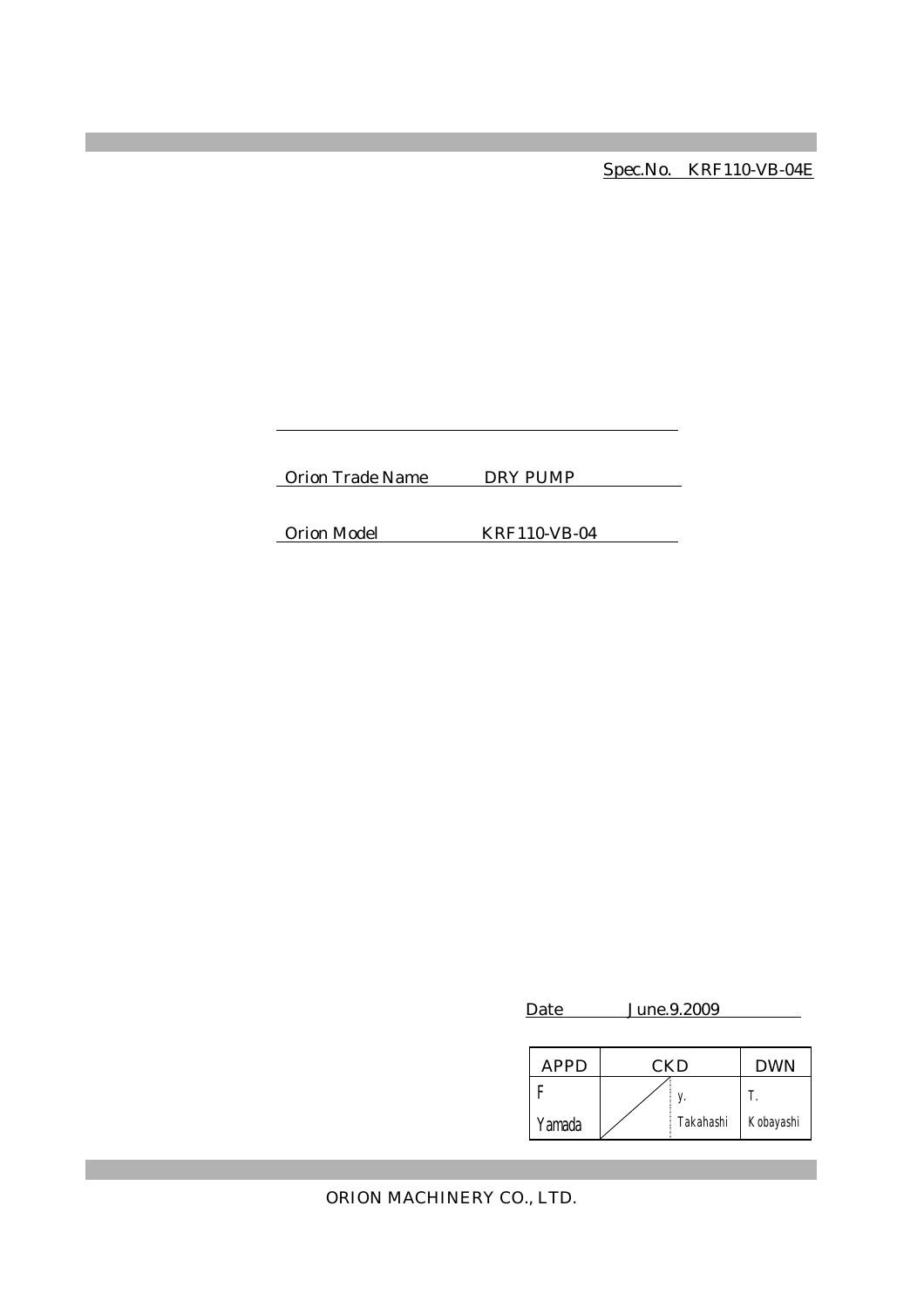Spec.No. KRF110-VB-04E

Orion Trade Name DRY PUMP

Orion Model KRF110-VB-04

Date June.9.2009

| APPD | CKD | | DWN |
|---|---|---|---|
| F Yamada | | y. Takahashi | T. Kobayashi |

ORION MACHINERY CO., LTD.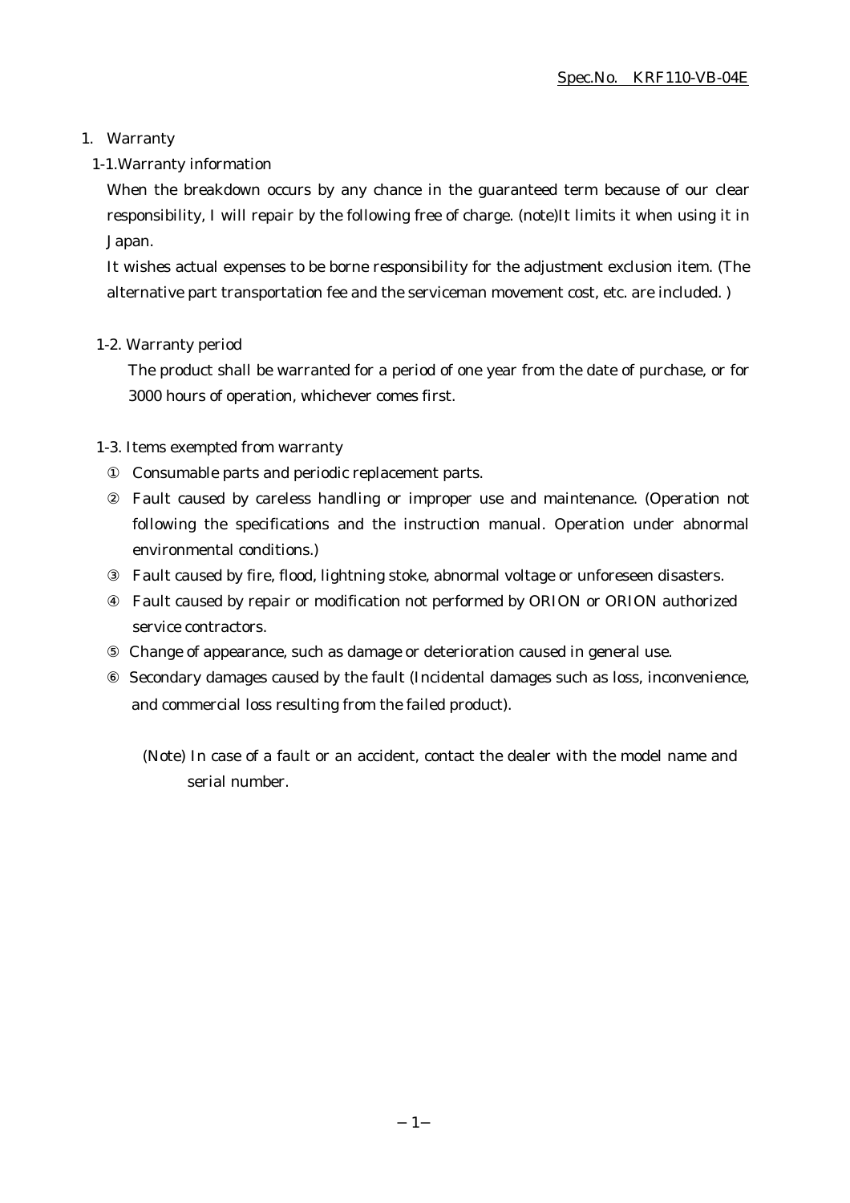## 1. Warranty

### 1-1.Warranty information

When the breakdown occurs by any chance in the guaranteed term because of our clear responsibility, I will repair by the following free of charge. (note)It limits it when using it in Japan.

It wishes actual expenses to be borne responsibility for the adjustment exclusion item. (The alternative part transportation fee and the serviceman movement cost, etc. are included. )

### 1-2. Warranty period

The product shall be warranted for a period of one year from the date of purchase, or for 3000 hours of operation, whichever comes first.

### 1-3. Items exempted from warranty

① Consumable parts and periodic replacement parts.

② Fault caused by careless handling or improper use and maintenance. (Operation not following the specifications and the instruction manual. Operation under abnormal environmental conditions.)

③ Fault caused by fire, flood, lightning stoke, abnormal voltage or unforeseen disasters.

④ Fault caused by repair or modification not performed by ORION or ORION authorized service contractors.

⑤ Change of appearance, such as damage or deterioration caused in general use.

⑥ Secondary damages caused by the fault (Incidental damages such as loss, inconvenience, and commercial loss resulting from the failed product).

(Note) In case of a fault or an accident, contact the dealer with the model name and serial number.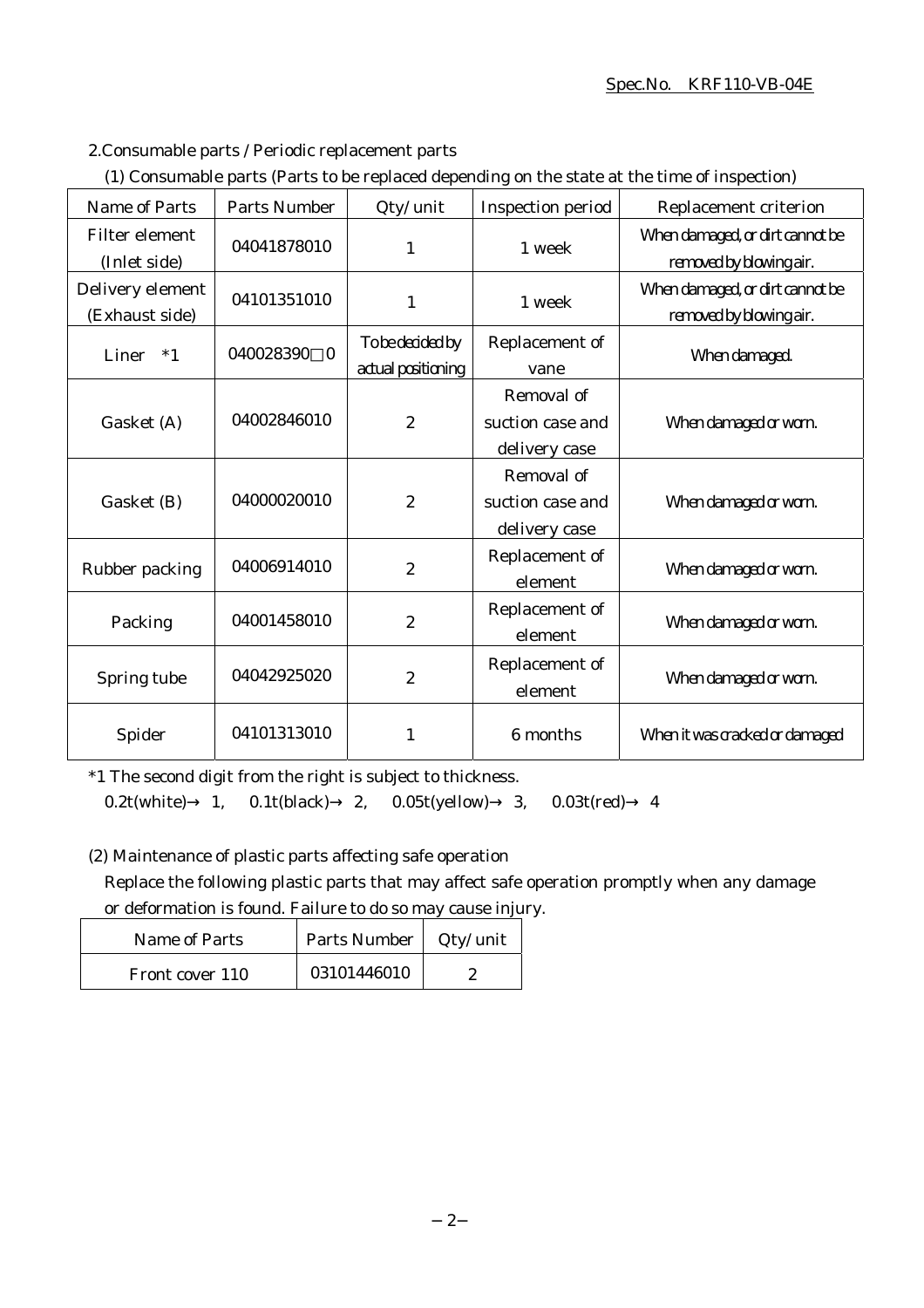## 2.Consumable parts / Periodic replacement parts

### (1) Consumable parts (Parts to be replaced depending on the state at the time of inspection)

| Name of Parts | Parts Number | Qty/unit | Inspection period | Replacement criterion |
|---|---|---|---|---|
| Filter element (Inlet side) | 04041878010 | 1 | 1 week | When damaged, or dirt cannot be removed by blowing air. |
| Delivery element (Exhaust side) | 04101351010 | 1 | 1 week | When damaged, or dirt cannot be removed by blowing air. |
| Liner *1 | 040028390□0 | To be decided by actual positioning | Replacement of vane | When damaged. |
| Gasket (A) | 04002846010 | 2 | Removal of suction case and delivery case | When damaged or worn. |
| Gasket (B) | 04000020010 | 2 | Removal of suction case and delivery case | When damaged or worn. |
| Rubber packing | 04006914010 | 2 | Replacement of element | When damaged or worn. |
| Packing | 04001458010 | 2 | Replacement of element | When damaged or worn. |
| Spring tube | 04042925020 | 2 | Replacement of element | When damaged or worn. |
| Spider | 04101313010 | 1 | 6 months | When it was cracked or damaged |

*1 The second digit from the right is subject to thickness.

0.2t(white)→ 1, 0.1t(black)→ 2, 0.05t(yellow)→ 3, 0.03t(red)→ 4

### (2) Maintenance of plastic parts affecting safe operation

Replace the following plastic parts that may affect safe operation promptly when any damage or deformation is found. Failure to do so may cause injury.

| Name of Parts | Parts Number | Qty/unit |
|---|---|---|
| Front cover 110 | 03101446010 | 2 |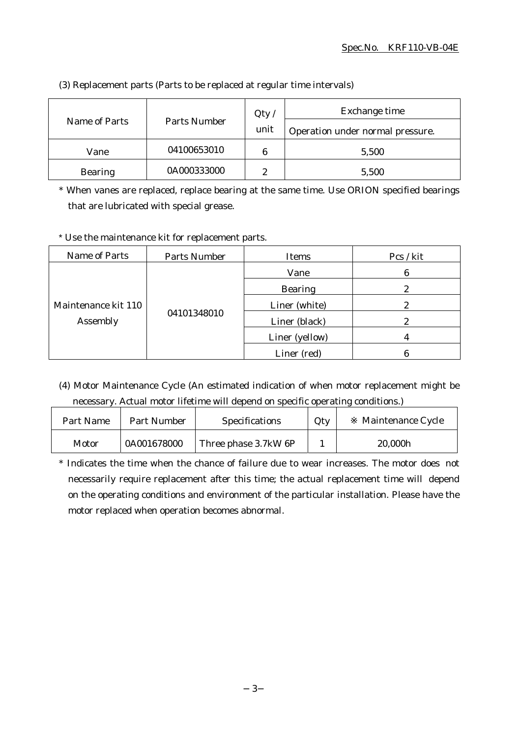(3) Replacement parts (Parts to be replaced at regular time intervals)

| Name of Parts | Parts Number | Qty / unit | Exchange time |
|---|---|---|---|
| | | | Operation under normal pressure. |
| Vane | 04100653010 | 6 | 5,500 |
| Bearing | 0A000333000 | 2 | 5,500 |

* When vanes are replaced, replace bearing at the same time. Use ORION specified bearings that are lubricated with special grease.

* Use the maintenance kit for replacement parts.

| Name of Parts | Parts Number | Items | Pcs / kit |
|---|---|---|---|
| Maintenance kit 110 Assembly | 04101348010 | Vane | 6 |
| | | Bearing | 2 |
| | | Liner (white) | 2 |
| | | Liner (black) | 2 |
| | | Liner (yellow) | 4 |
| | | Liner (red) | 6 |

(4) Motor Maintenance Cycle (An estimated indication of when motor replacement might be necessary. Actual motor lifetime will depend on specific operating conditions.)

| Part Name | Part Number | Specifications | Qty | ※ Maintenance Cycle |
|---|---|---|---|---|
| Motor | 0A001678000 | Three phase 3.7kW 6P | 1 | 20,000h |

* Indicates the time when the chance of failure due to wear increases. The motor does not necessarily require replacement after this time; the actual replacement time will depend on the operating conditions and environment of the particular installation. Please have the motor replaced when operation becomes abnormal.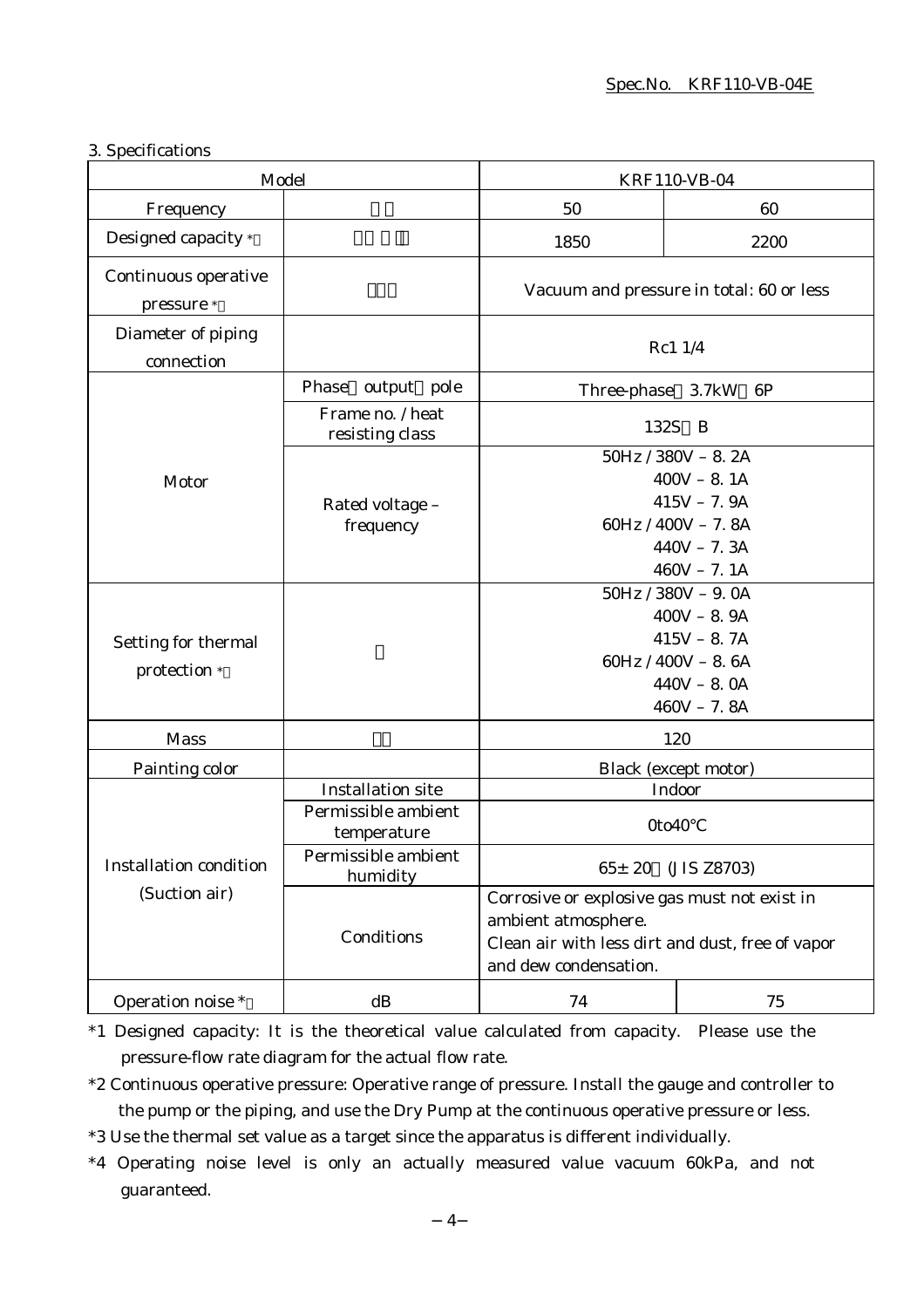Spec.No. KRF110-VB-04E

3. Specifications

| Model | | KRF110-VB-04 | |
|---|---|---|---|
| Frequency | | 50 | 60 |
| Designed capacity * | | 1850 | 2200 |
| Continuous operative pressure * | | Vacuum and pressure in total: 60 or less | |
| Diameter of piping connection | | Rc1 1/4 | |
| Motor | Phase output pole | Three-phase 3.7kW 6P | |
| | Frame no. / heat resisting class | 132S B | |
| | Rated voltage – frequency | 50Hz / 380V – 8. 2A<br>400V – 8. 1A<br>415V – 7. 9A<br>60Hz / 400V – 7. 8A<br>440V – 7. 3A<br>460V – 7. 1A | |
| Setting for thermal protection * | | 50Hz / 380V – 9. 0A<br>400V – 8. 9A<br>415V – 8. 7A<br>60Hz / 400V – 8. 6A<br>440V – 8. 0A<br>460V – 7. 8A | |
| Mass | | 120 | |
| Painting color | | Black (except motor) | |
| Installation condition (Suction air) | Installation site | Indoor | |
| | Permissible ambient temperature | 0to40°C | |
| | Permissible ambient humidity | 65± 20 (JIS Z8703) | |
| | Conditions | Corrosive or explosive gas must not exist in ambient atmosphere.<br>Clean air with less dirt and dust, free of vapor and dew condensation. | |
| Operation noise * | dB | 74 | 75 |

*1 Designed capacity: It is the theoretical value calculated from capacity. Please use the pressure-flow rate diagram for the actual flow rate.

*2 Continuous operative pressure: Operative range of pressure. Install the gauge and controller to the pump or the piping, and use the Dry Pump at the continuous operative pressure or less.

*3 Use the thermal set value as a target since the apparatus is different individually.

*4 Operating noise level is only an actually measured value vacuum 60kPa, and not guaranteed.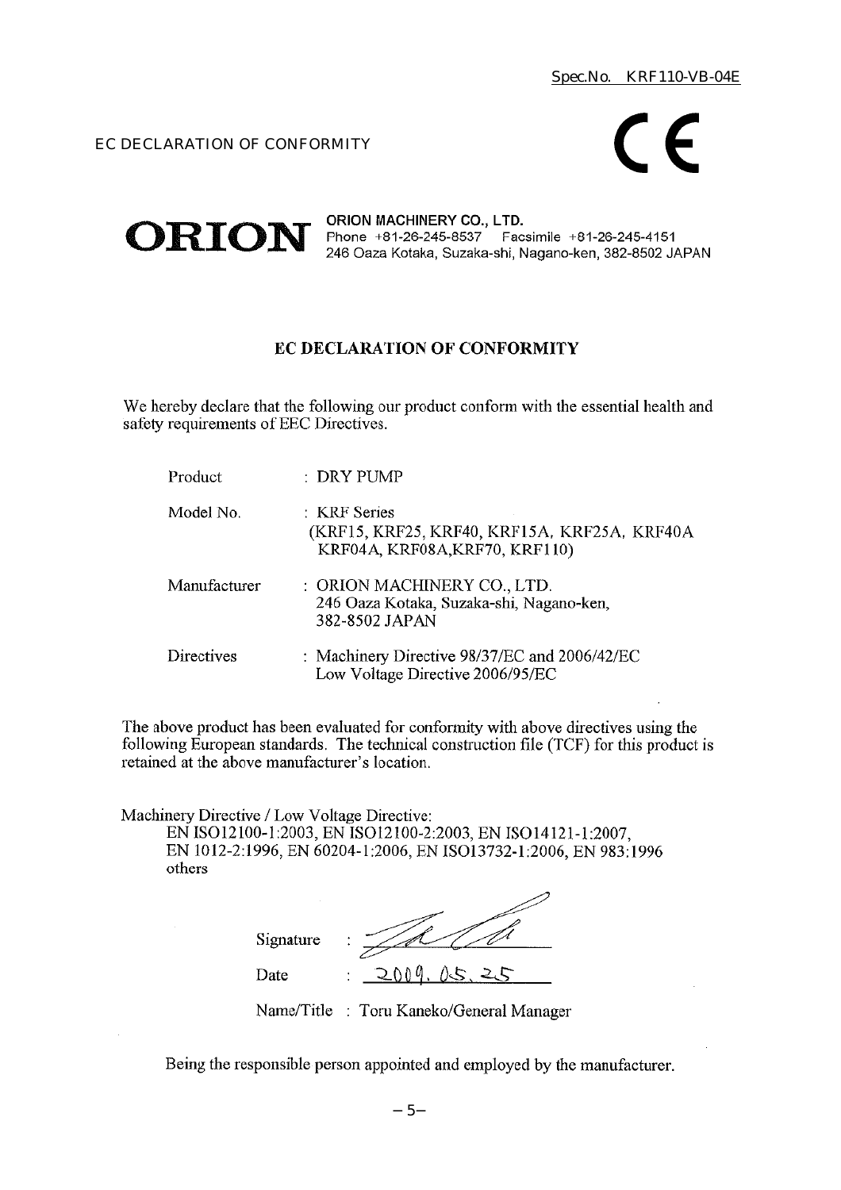Spec.No. KRF110-VB-04E

EC DECLARATION OF CONFORMITY

CE

**ORION**

**ORION MACHINERY CO., LTD.**
Phone +81-26-245-8537 Facsimile +81-26-245-4151
246 Oaza Kotaka, Suzaka-shi, Nagano-ken, 382-8502 JAPAN

## EC DECLARATION OF CONFORMITY

We hereby declare that the following our product conform with the essential health and safety requirements of EEC Directives.

| | |
|---|---|
| Product | : DRY PUMP |
| Model No. | : KRF Series (KRF15, KRF25, KRF40, KRF15A, KRF25A, KRF40A KRF04A, KRF08A,KRF70, KRF110) |
| Manufacturer | : ORION MACHINERY CO., LTD. 246 Oaza Kotaka, Suzaka-shi, Nagano-ken, 382-8502 JAPAN |
| Directives | : Machinery Directive 98/37/EC and 2006/42/EC Low Voltage Directive 2006/95/EC |

The above product has been evaluated for conformity with above directives using the following European standards. The technical construction file (TCF) for this product is retained at the above manufacturer's location.

Machinery Directive / Low Voltage Directive:
EN ISO12100-1:2003, EN ISO12100-2:2003, EN ISO14121-1:2007, EN 1012-2:1996, EN 60204-1:2006, EN ISO13732-1:2006, EN 983:1996 others

Signature :

Date : 2009. 05. 25

Name/Title : Toru Kaneko/General Manager

Being the responsible person appointed and employed by the manufacturer.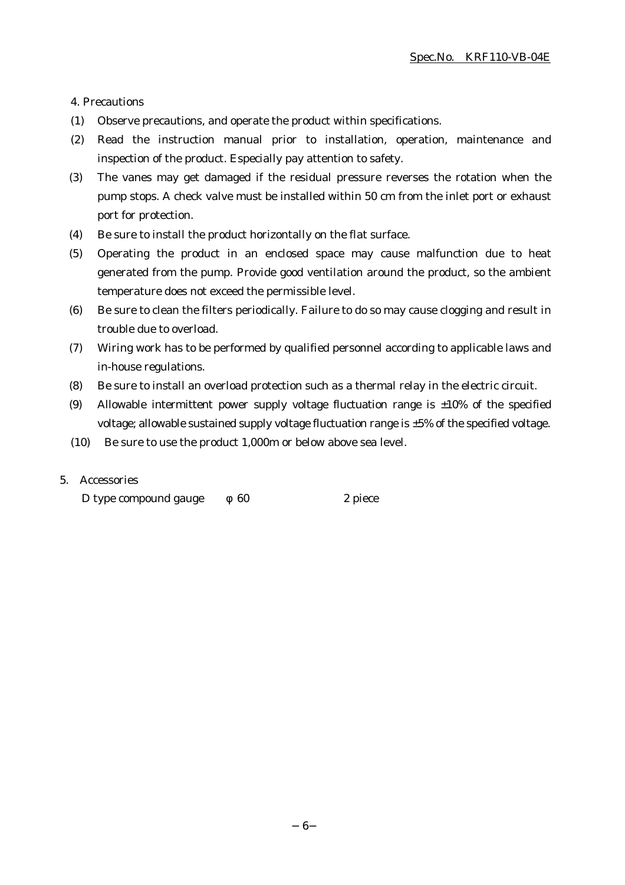## 4. Precautions

(1) Observe precautions, and operate the product within specifications.

(2) Read the instruction manual prior to installation, operation, maintenance and inspection of the product. Especially pay attention to safety.

(3) The vanes may get damaged if the residual pressure reverses the rotation when the pump stops. A check valve must be installed within 50 cm from the inlet port or exhaust port for protection.

(4) Be sure to install the product horizontally on the flat surface.

(5) Operating the product in an enclosed space may cause malfunction due to heat generated from the pump. Provide good ventilation around the product, so the ambient temperature does not exceed the permissible level.

(6) Be sure to clean the filters periodically. Failure to do so may cause clogging and result in trouble due to overload.

(7) Wiring work has to be performed by qualified personnel according to applicable laws and in-house regulations.

(8) Be sure to install an overload protection such as a thermal relay in the electric circuit.

(9) Allowable intermittent power supply voltage fluctuation range is ±10% of the specified voltage; allowable sustained supply voltage fluctuation range is ±5% of the specified voltage.

(10) Be sure to use the product 1,000m or below above sea level.

## 5. Accessories

D type compound gauge　　φ 60　　　　　　2 piece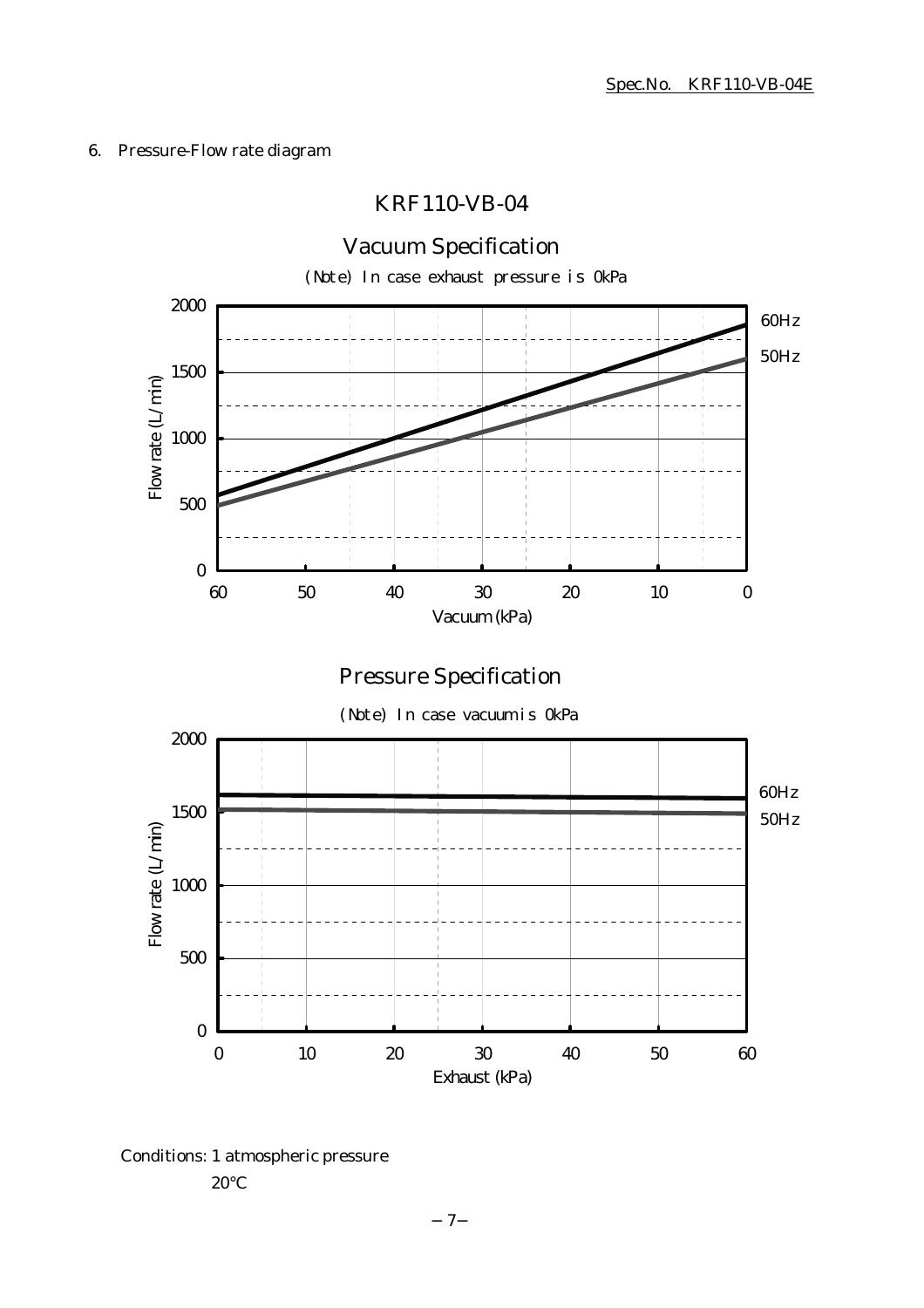## 6. Pressure-Flow rate diagram

### KRF110-VB-04

#### Vacuum Specification

(Note) In case exhaust pressure is 0kPa

Flow rate (L/min)

2000
1500
1000
500
0

60 50 40 30 20 10 0

Vacuum (kPa)

60Hz
50Hz

#### Pressure Specification

(Note) In case vacuum is 0kPa

Flow rate (L/min)

2000
1500
1000
500
0

0 10 20 30 40 50 60

Exhaust (kPa)

60Hz
50Hz

Conditions: 1 atmospheric pressure
20°C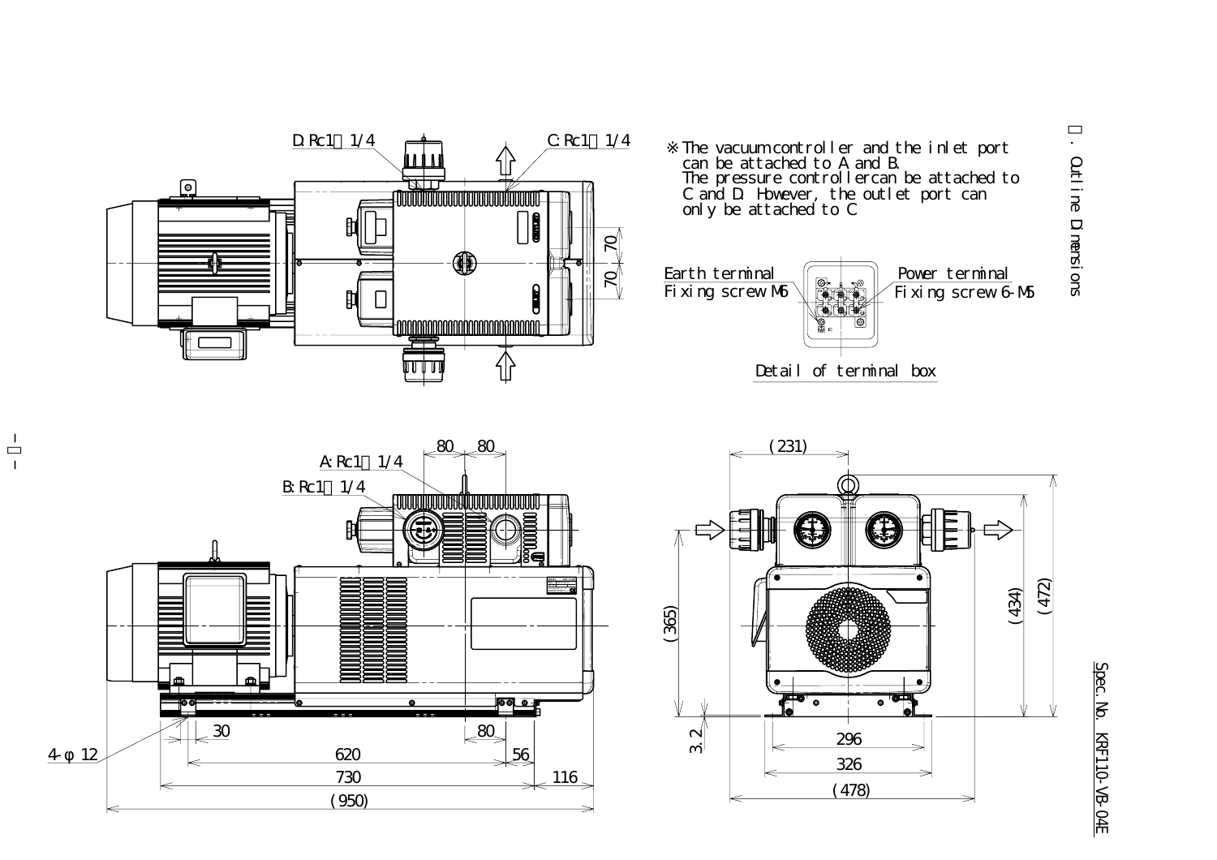□. Outline Dimensions

D:Rc1 1/4

C:Rc1 1/4

※ The vacuum controller and the inlet port can be attached to A and B.
The pressure controller can be attached to C and D. However, the outlet port can only be attached to C.

70

70

Earth terminal
Fixing screw M6

Power terminal
Fixing screw 6-M5

Detail of terminal box

A:Rc1 1/4

B:Rc1 1/4

80 80

4-φ12

30

80

620

56

730

116

(950)

(231)

(365)

(434)

(472)

3.2

296

326

(478)

Spec.No. KRF110-VB-04E